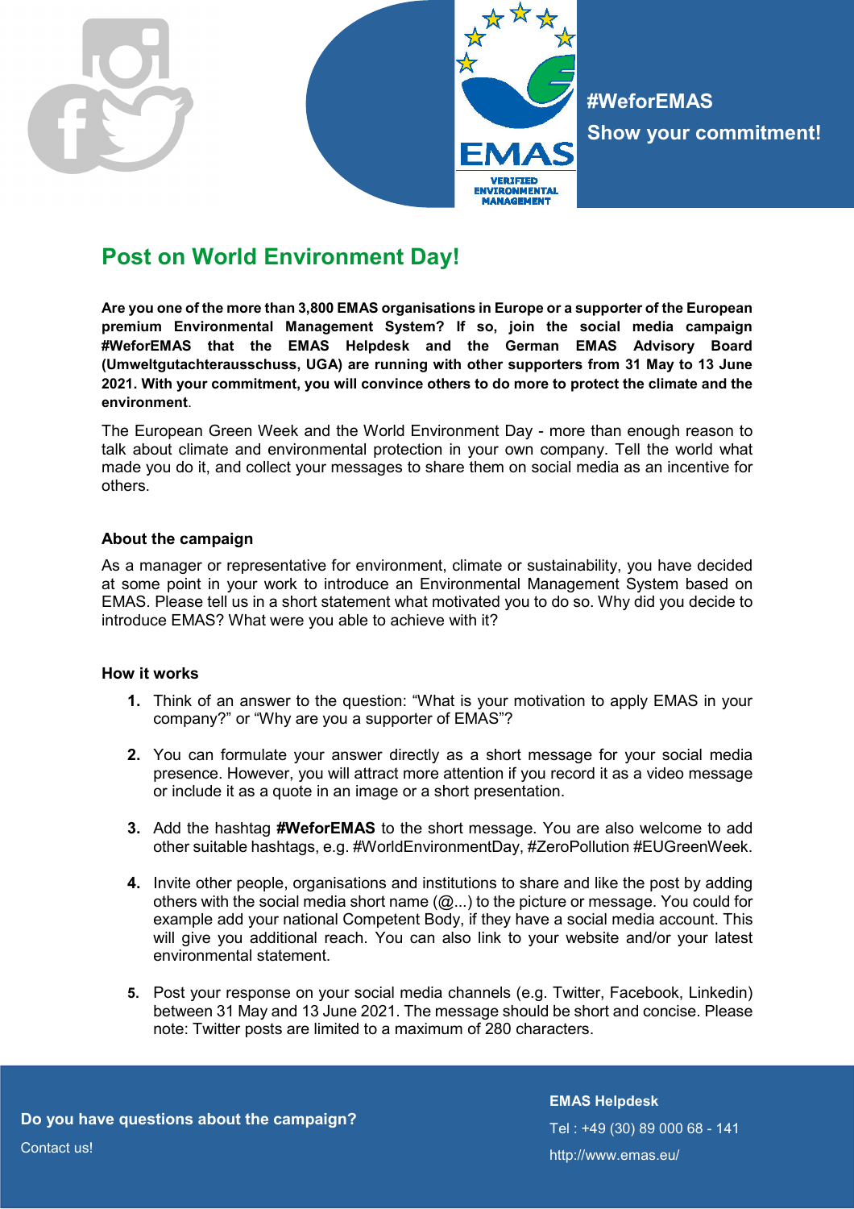#WeforEMAS

Show your commitment!

# Post on World Environment Day!

**Are you one of the more than 3,800 EMAS organisations in Europe or a supporter of the European premium Environmental Management System? If so, join the social media campaign #WeforEMAS that the EMAS Helpdesk and the German EMAS Advisory Board (Umweltgutachterausschuss, UGA) are running with other supporters from 31 May to 13 June 2021. With your commitment, you will convince others to do more to protect the climate and the environment**.

The European Green Week and the World Environment Day - more than enough reason to talk about climate and environmental protection in your own company. Tell the world what made you do it, and collect your messages to share them on social media as an incentive for others.

### About the campaign

As a manager or representative for environment, climate or sustainability, you have decided at some point in your work to introduce an Environmental Management System based on EMAS. Please tell us in a short statement what motivated you to do so. Why did you decide to introduce EMAS? What were you able to achieve with it?

### How it works

1. Think of an answer to the question: "What is your motivation to apply EMAS in your company?" or "Why are you a supporter of EMAS"?

2. You can formulate your answer directly as a short message for your social media presence. However, you will attract more attention if you record it as a video message or include it as a quote in an image or a short presentation.

3. Add the hashtag **#WeforEMAS** to the short message. You are also welcome to add other suitable hashtags, e.g. #WorldEnvironmentDay, #ZeroPollution #EUGreenWeek.

4. Invite other people, organisations and institutions to share and like the post by adding others with the social media short name (@...) to the picture or message. You could for example add your national Competent Body, if they have a social media account. This will give you additional reach. You can also link to your website and/or your latest environmental statement.

5. Post your response on your social media channels (e.g. Twitter, Facebook, Linkedin) between 31 May and 13 June 2021. The message should be short and concise. Please note: Twitter posts are limited to a maximum of 280 characters.

**Do you have questions about the campaign?**

Contact us!

**EMAS Helpdesk**

Tel : +49 (30) 89 000 68 - 141

http://www.emas.eu/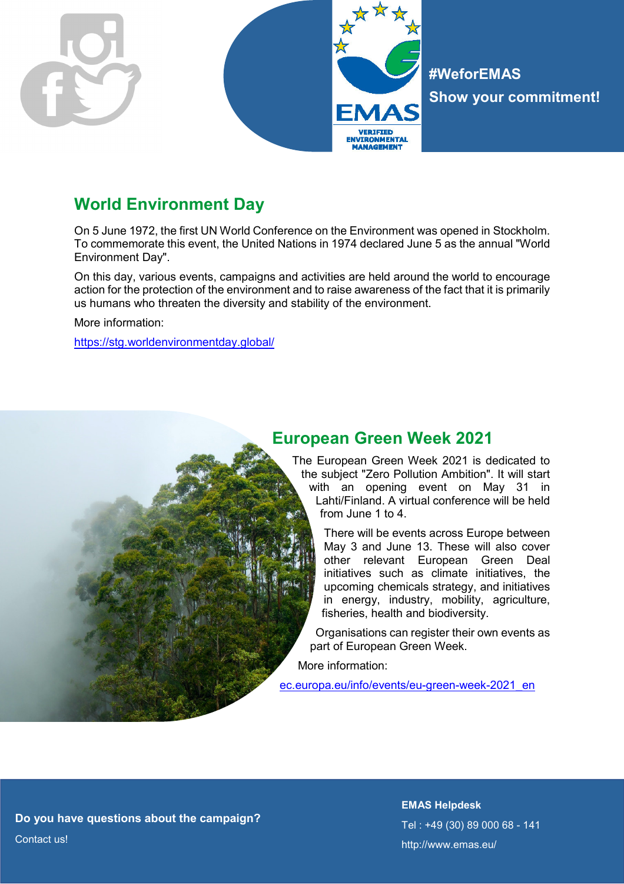#WeforEMAS

Show your commitment!

## World Environment Day

On 5 June 1972, the first UN World Conference on the Environment was opened in Stockholm. To commemorate this event, the United Nations in 1974 declared June 5 as the annual "World Environment Day".

On this day, various events, campaigns and activities are held around the world to encourage action for the protection of the environment and to raise awareness of the fact that it is primarily us humans who threaten the diversity and stability of the environment.

More information:

https://stg.worldenvironmentday.global/

## European Green Week 2021

The European Green Week 2021 is dedicated to the subject "Zero Pollution Ambition". It will start with an opening event on May 31 in Lahti/Finland. A virtual conference will be held from June 1 to 4.

There will be events across Europe between May 3 and June 13. These will also cover other relevant European Green Deal initiatives such as climate initiatives, the upcoming chemicals strategy, and initiatives in energy, industry, mobility, agriculture, fisheries, health and biodiversity.

Organisations can register their own events as part of European Green Week.

More information:

ec.europa.eu/info/events/eu-green-week-2021_en

**Do you have questions about the campaign?**

Contact us!

**EMAS Helpdesk**

Tel : +49 (30) 89 000 68 - 141

http://www.emas.eu/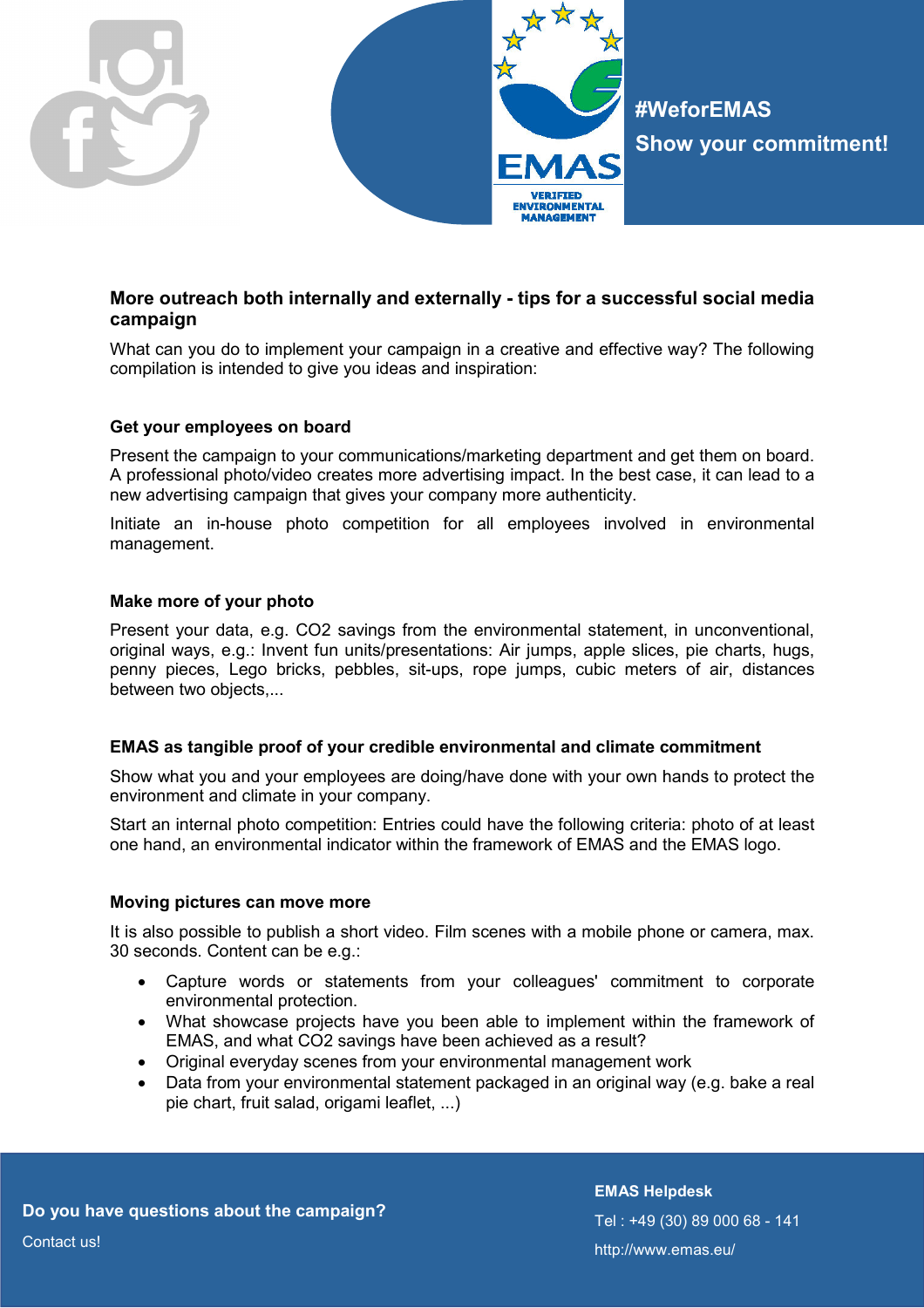#WeforEMAS

Show your commitment!

## More outreach both internally and externally - tips for a successful social media campaign

What can you do to implement your campaign in a creative and effective way? The following compilation is intended to give you ideas and inspiration:

### Get your employees on board

Present the campaign to your communications/marketing department and get them on board. A professional photo/video creates more advertising impact. In the best case, it can lead to a new advertising campaign that gives your company more authenticity.

Initiate an in-house photo competition for all employees involved in environmental management.

### Make more of your photo

Present your data, e.g. CO2 savings from the environmental statement, in unconventional, original ways, e.g.: Invent fun units/presentations: Air jumps, apple slices, pie charts, hugs, penny pieces, Lego bricks, pebbles, sit-ups, rope jumps, cubic meters of air, distances between two objects,...

### EMAS as tangible proof of your credible environmental and climate commitment

Show what you and your employees are doing/have done with your own hands to protect the environment and climate in your company.

Start an internal photo competition: Entries could have the following criteria: photo of at least one hand, an environmental indicator within the framework of EMAS and the EMAS logo.

### Moving pictures can move more

It is also possible to publish a short video. Film scenes with a mobile phone or camera, max. 30 seconds. Content can be e.g.:

- Capture words or statements from your colleagues' commitment to corporate environmental protection.
- What showcase projects have you been able to implement within the framework of EMAS, and what CO2 savings have been achieved as a result?
- Original everyday scenes from your environmental management work
- Data from your environmental statement packaged in an original way (e.g. bake a real pie chart, fruit salad, origami leaflet, ...)

**Do you have questions about the campaign?**

Contact us!

**EMAS Helpdesk**

Tel : +49 (30) 89 000 68 - 141

http://www.emas.eu/